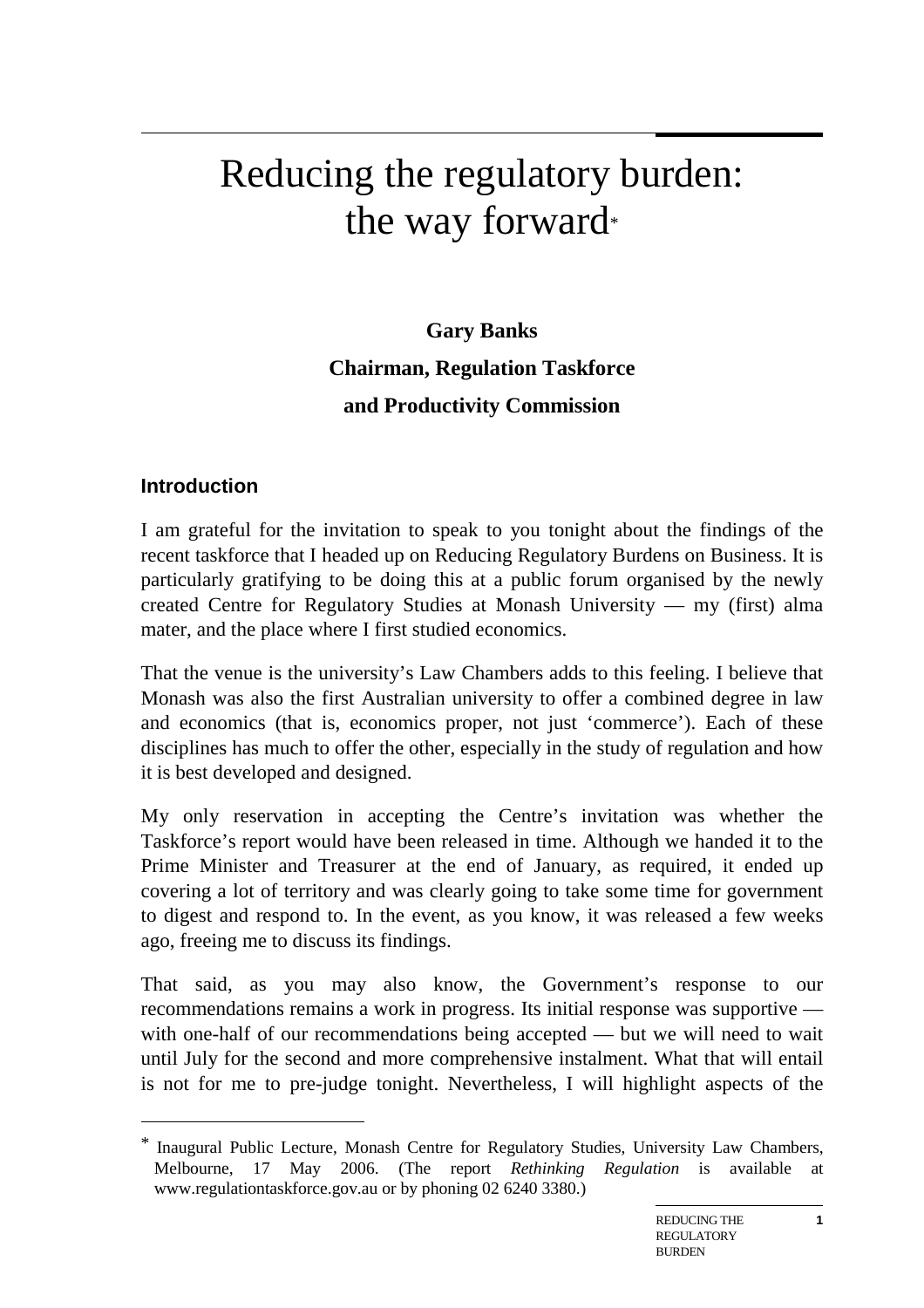# Reducing the regulatory burden: the way forward[*]

**Gary Banks**

**Chairman, Regulation Taskforce**

**and Productivity Commission**

## Introduction

I am grateful for the invitation to speak to you tonight about the findings of the recent taskforce that I headed up on Reducing Regulatory Burdens on Business. It is particularly gratifying to be doing this at a public forum organised by the newly created Centre for Regulatory Studies at Monash University — my (first) alma mater, and the place where I first studied economics.

That the venue is the university's Law Chambers adds to this feeling. I believe that Monash was also the first Australian university to offer a combined degree in law and economics (that is, economics proper, not just 'commerce'). Each of these disciplines has much to offer the other, especially in the study of regulation and how it is best developed and designed.

My only reservation in accepting the Centre's invitation was whether the Taskforce's report would have been released in time. Although we handed it to the Prime Minister and Treasurer at the end of January, as required, it ended up covering a lot of territory and was clearly going to take some time for government to digest and respond to. In the event, as you know, it was released a few weeks ago, freeing me to discuss its findings.

That said, as you may also know, the Government's response to our recommendations remains a work in progress. Its initial response was supportive — with one-half of our recommendations being accepted — but we will need to wait until July for the second and more comprehensive instalment. What that will entail is not for me to pre-judge tonight. Nevertheless, I will highlight aspects of the

---

[*] Inaugural Public Lecture, Monash Centre for Regulatory Studies, University Law Chambers, Melbourne, 17 May 2006. (The report *Rethinking Regulation* is available at www.regulationtaskforce.gov.au or by phoning 02 6240 3380.)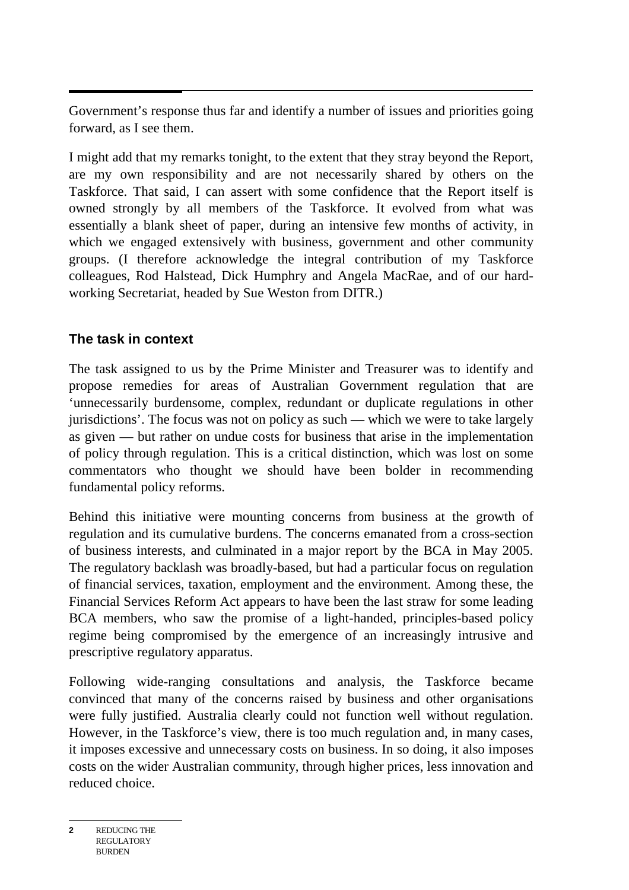Government's response thus far and identify a number of issues and priorities going forward, as I see them.

I might add that my remarks tonight, to the extent that they stray beyond the Report, are my own responsibility and are not necessarily shared by others on the Taskforce. That said, I can assert with some confidence that the Report itself is owned strongly by all members of the Taskforce. It evolved from what was essentially a blank sheet of paper, during an intensive few months of activity, in which we engaged extensively with business, government and other community groups. (I therefore acknowledge the integral contribution of my Taskforce colleagues, Rod Halstead, Dick Humphry and Angela MacRae, and of our hard-working Secretariat, headed by Sue Weston from DITR.)

## The task in context

The task assigned to us by the Prime Minister and Treasurer was to identify and propose remedies for areas of Australian Government regulation that are 'unnecessarily burdensome, complex, redundant or duplicate regulations in other jurisdictions'. The focus was not on policy as such — which we were to take largely as given — but rather on undue costs for business that arise in the implementation of policy through regulation. This is a critical distinction, which was lost on some commentators who thought we should have been bolder in recommending fundamental policy reforms.

Behind this initiative were mounting concerns from business at the growth of regulation and its cumulative burdens. The concerns emanated from a cross-section of business interests, and culminated in a major report by the BCA in May 2005. The regulatory backlash was broadly-based, but had a particular focus on regulation of financial services, taxation, employment and the environment. Among these, the Financial Services Reform Act appears to have been the last straw for some leading BCA members, who saw the promise of a light-handed, principles-based policy regime being compromised by the emergence of an increasingly intrusive and prescriptive regulatory apparatus.

Following wide-ranging consultations and analysis, the Taskforce became convinced that many of the concerns raised by business and other organisations were fully justified. Australia clearly could not function well without regulation. However, in the Taskforce's view, there is too much regulation and, in many cases, it imposes excessive and unnecessary costs on business. In so doing, it also imposes costs on the wider Australian community, through higher prices, less innovation and reduced choice.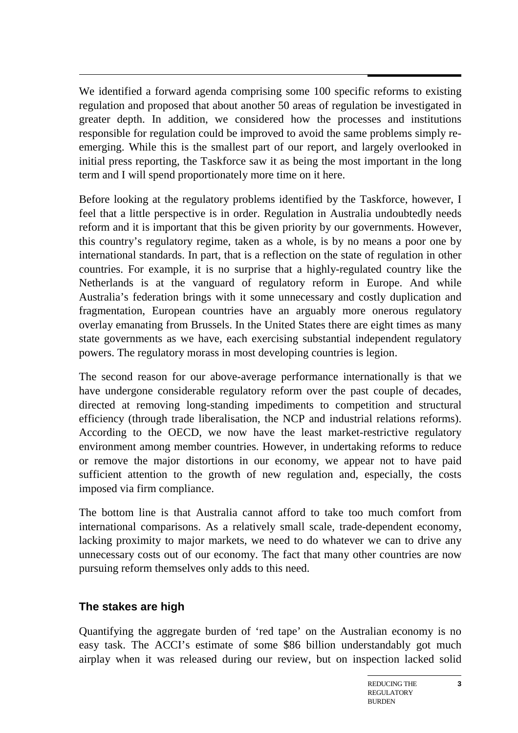We identified a forward agenda comprising some 100 specific reforms to existing regulation and proposed that about another 50 areas of regulation be investigated in greater depth. In addition, we considered how the processes and institutions responsible for regulation could be improved to avoid the same problems simply re-emerging. While this is the smallest part of our report, and largely overlooked in initial press reporting, the Taskforce saw it as being the most important in the long term and I will spend proportionately more time on it here.

Before looking at the regulatory problems identified by the Taskforce, however, I feel that a little perspective is in order. Regulation in Australia undoubtedly needs reform and it is important that this be given priority by our governments. However, this country's regulatory regime, taken as a whole, is by no means a poor one by international standards. In part, that is a reflection on the state of regulation in other countries. For example, it is no surprise that a highly-regulated country like the Netherlands is at the vanguard of regulatory reform in Europe. And while Australia's federation brings with it some unnecessary and costly duplication and fragmentation, European countries have an arguably more onerous regulatory overlay emanating from Brussels. In the United States there are eight times as many state governments as we have, each exercising substantial independent regulatory powers. The regulatory morass in most developing countries is legion.

The second reason for our above-average performance internationally is that we have undergone considerable regulatory reform over the past couple of decades, directed at removing long-standing impediments to competition and structural efficiency (through trade liberalisation, the NCP and industrial relations reforms). According to the OECD, we now have the least market-restrictive regulatory environment among member countries. However, in undertaking reforms to reduce or remove the major distortions in our economy, we appear not to have paid sufficient attention to the growth of new regulation and, especially, the costs imposed via firm compliance.

The bottom line is that Australia cannot afford to take too much comfort from international comparisons. As a relatively small scale, trade-dependent economy, lacking proximity to major markets, we need to do whatever we can to drive any unnecessary costs out of our economy. The fact that many other countries are now pursuing reform themselves only adds to this need.

## The stakes are high

Quantifying the aggregate burden of 'red tape' on the Australian economy is no easy task. The ACCI's estimate of some $86 billion understandably got much airplay when it was released during our review, but on inspection lacked solid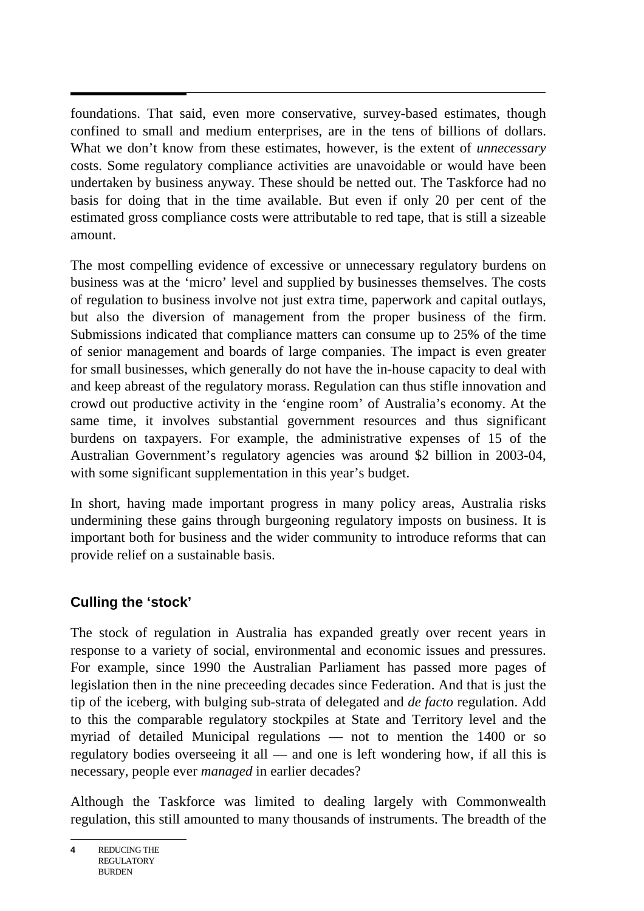foundations. That said, even more conservative, survey-based estimates, though confined to small and medium enterprises, are in the tens of billions of dollars. What we don't know from these estimates, however, is the extent of *unnecessary* costs. Some regulatory compliance activities are unavoidable or would have been undertaken by business anyway. These should be netted out. The Taskforce had no basis for doing that in the time available. But even if only 20 per cent of the estimated gross compliance costs were attributable to red tape, that is still a sizeable amount.

The most compelling evidence of excessive or unnecessary regulatory burdens on business was at the 'micro' level and supplied by businesses themselves. The costs of regulation to business involve not just extra time, paperwork and capital outlays, but also the diversion of management from the proper business of the firm. Submissions indicated that compliance matters can consume up to 25% of the time of senior management and boards of large companies. The impact is even greater for small businesses, which generally do not have the in-house capacity to deal with and keep abreast of the regulatory morass. Regulation can thus stifle innovation and crowd out productive activity in the 'engine room' of Australia's economy. At the same time, it involves substantial government resources and thus significant burdens on taxpayers. For example, the administrative expenses of 15 of the Australian Government's regulatory agencies was around $2 billion in 2003-04, with some significant supplementation in this year's budget.

In short, having made important progress in many policy areas, Australia risks undermining these gains through burgeoning regulatory imposts on business. It is important both for business and the wider community to introduce reforms that can provide relief on a sustainable basis.

### Culling the 'stock'

The stock of regulation in Australia has expanded greatly over recent years in response to a variety of social, environmental and economic issues and pressures. For example, since 1990 the Australian Parliament has passed more pages of legislation then in the nine preceeding decades since Federation. And that is just the tip of the iceberg, with bulging sub-strata of delegated and *de facto* regulation. Add to this the comparable regulatory stockpiles at State and Territory level and the myriad of detailed Municipal regulations — not to mention the 1400 or so regulatory bodies overseeing it all — and one is left wondering how, if all this is necessary, people ever *managed* in earlier decades?

Although the Taskforce was limited to dealing largely with Commonwealth regulation, this still amounted to many thousands of instruments. The breadth of the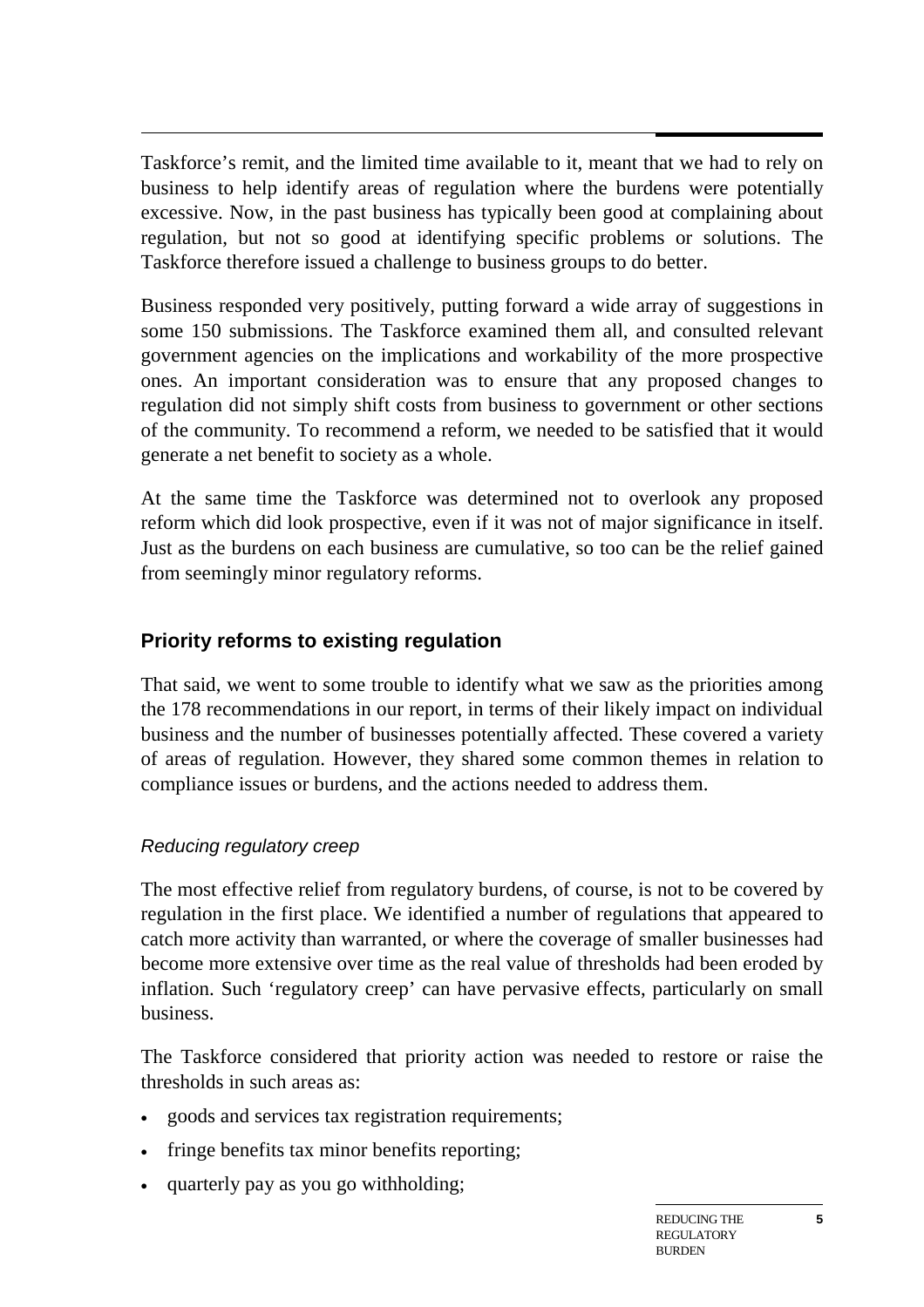Taskforce's remit, and the limited time available to it, meant that we had to rely on business to help identify areas of regulation where the burdens were potentially excessive. Now, in the past business has typically been good at complaining about regulation, but not so good at identifying specific problems or solutions. The Taskforce therefore issued a challenge to business groups to do better.

Business responded very positively, putting forward a wide array of suggestions in some 150 submissions. The Taskforce examined them all, and consulted relevant government agencies on the implications and workability of the more prospective ones. An important consideration was to ensure that any proposed changes to regulation did not simply shift costs from business to government or other sections of the community. To recommend a reform, we needed to be satisfied that it would generate a net benefit to society as a whole.

At the same time the Taskforce was determined not to overlook any proposed reform which did look prospective, even if it was not of major significance in itself. Just as the burdens on each business are cumulative, so too can be the relief gained from seemingly minor regulatory reforms.

## Priority reforms to existing regulation

That said, we went to some trouble to identify what we saw as the priorities among the 178 recommendations in our report, in terms of their likely impact on individual business and the number of businesses potentially affected. These covered a variety of areas of regulation. However, they shared some common themes in relation to compliance issues or burdens, and the actions needed to address them.

### *Reducing regulatory creep*

The most effective relief from regulatory burdens, of course, is not to be covered by regulation in the first place. We identified a number of regulations that appeared to catch more activity than warranted, or where the coverage of smaller businesses had become more extensive over time as the real value of thresholds had been eroded by inflation. Such 'regulatory creep' can have pervasive effects, particularly on small business.

The Taskforce considered that priority action was needed to restore or raise the thresholds in such areas as:

- goods and services tax registration requirements;
- fringe benefits tax minor benefits reporting;
- quarterly pay as you go withholding;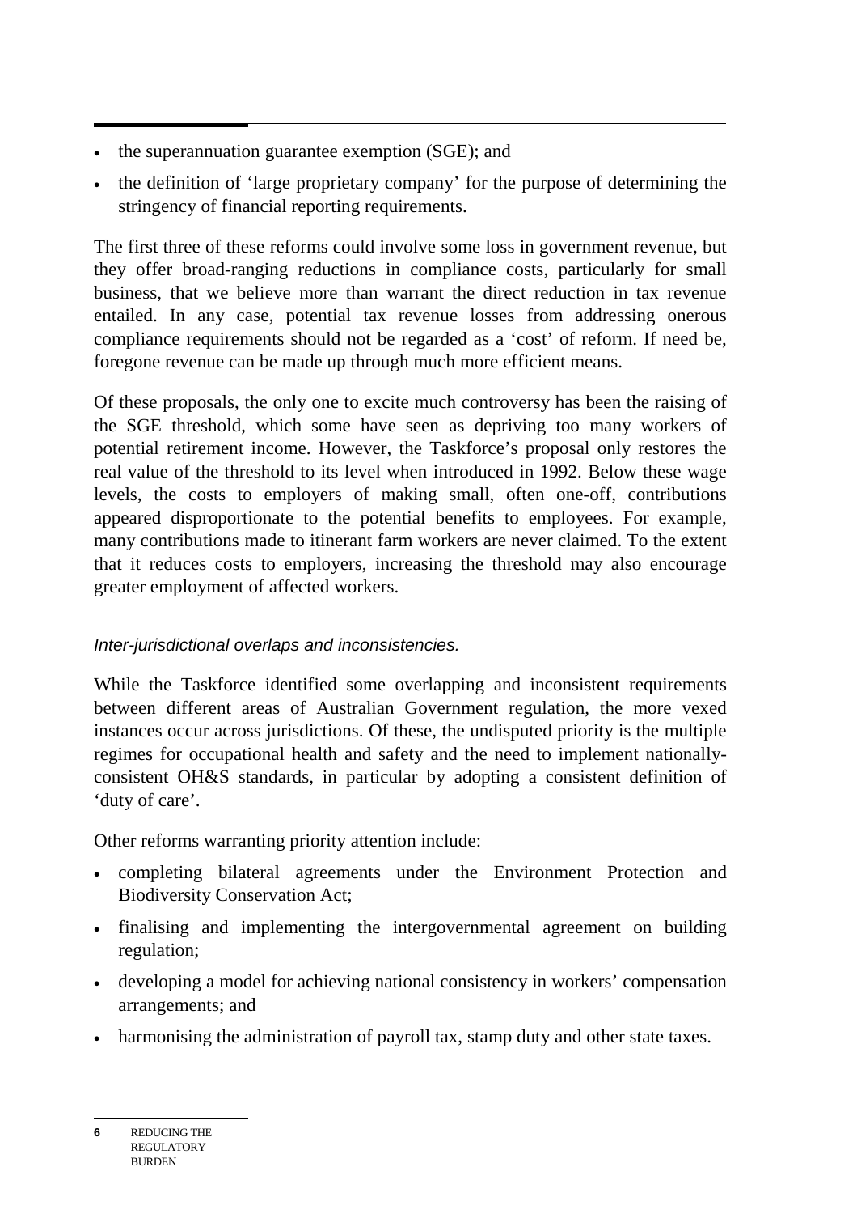- the superannuation guarantee exemption (SGE); and
- the definition of 'large proprietary company' for the purpose of determining the stringency of financial reporting requirements.

The first three of these reforms could involve some loss in government revenue, but they offer broad-ranging reductions in compliance costs, particularly for small business, that we believe more than warrant the direct reduction in tax revenue entailed. In any case, potential tax revenue losses from addressing onerous compliance requirements should not be regarded as a 'cost' of reform. If need be, foregone revenue can be made up through much more efficient means.

Of these proposals, the only one to excite much controversy has been the raising of the SGE threshold, which some have seen as depriving too many workers of potential retirement income. However, the Taskforce's proposal only restores the real value of the threshold to its level when introduced in 1992. Below these wage levels, the costs to employers of making small, often one-off, contributions appeared disproportionate to the potential benefits to employees. For example, many contributions made to itinerant farm workers are never claimed. To the extent that it reduces costs to employers, increasing the threshold may also encourage greater employment of affected workers.

### *Inter-jurisdictional overlaps and inconsistencies.*

While the Taskforce identified some overlapping and inconsistent requirements between different areas of Australian Government regulation, the more vexed instances occur across jurisdictions. Of these, the undisputed priority is the multiple regimes for occupational health and safety and the need to implement nationally-consistent OH&S standards, in particular by adopting a consistent definition of 'duty of care'.

Other reforms warranting priority attention include:

- completing bilateral agreements under the Environment Protection and Biodiversity Conservation Act;
- finalising and implementing the intergovernmental agreement on building regulation;
- developing a model for achieving national consistency in workers' compensation arrangements; and
- harmonising the administration of payroll tax, stamp duty and other state taxes.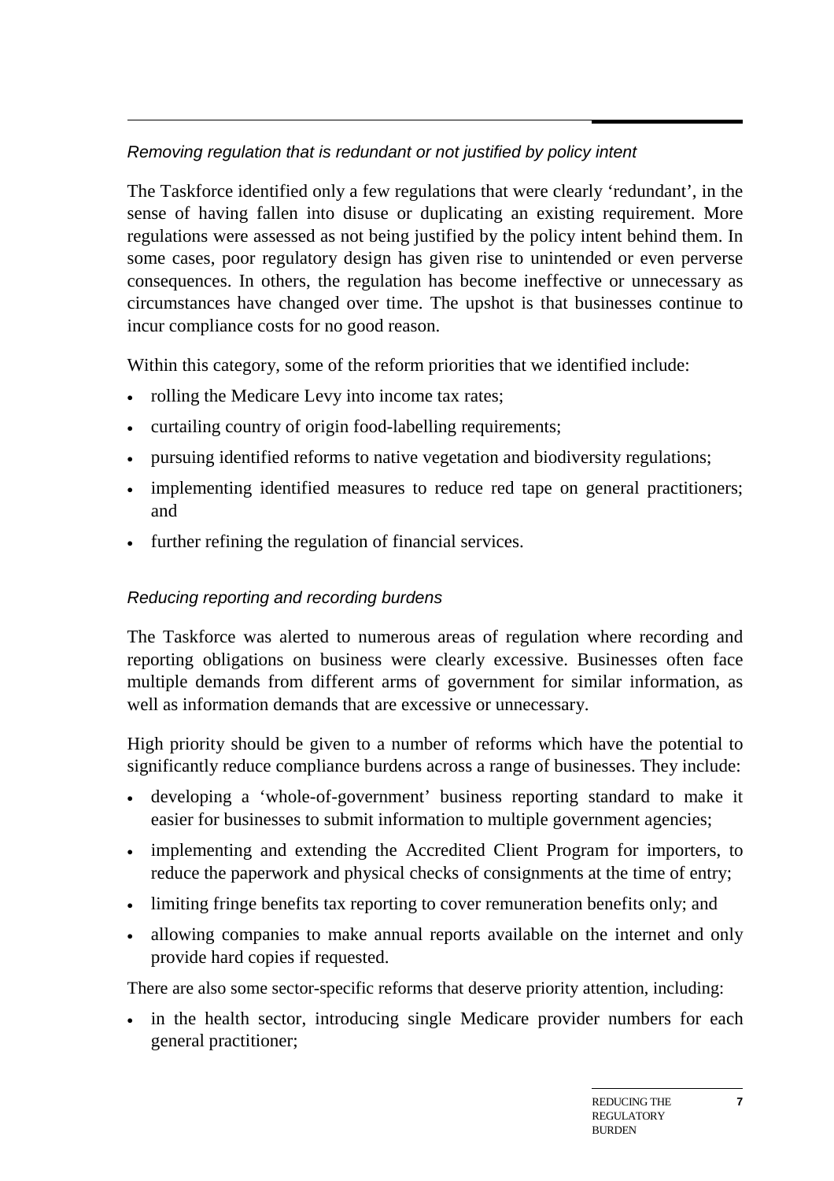*Removing regulation that is redundant or not justified by policy intent*

The Taskforce identified only a few regulations that were clearly 'redundant', in the sense of having fallen into disuse or duplicating an existing requirement. More regulations were assessed as not being justified by the policy intent behind them. In some cases, poor regulatory design has given rise to unintended or even perverse consequences. In others, the regulation has become ineffective or unnecessary as circumstances have changed over time. The upshot is that businesses continue to incur compliance costs for no good reason.

Within this category, some of the reform priorities that we identified include:

- rolling the Medicare Levy into income tax rates;
- curtailing country of origin food-labelling requirements;
- pursuing identified reforms to native vegetation and biodiversity regulations;
- implementing identified measures to reduce red tape on general practitioners; and
- further refining the regulation of financial services.

*Reducing reporting and recording burdens*

The Taskforce was alerted to numerous areas of regulation where recording and reporting obligations on business were clearly excessive. Businesses often face multiple demands from different arms of government for similar information, as well as information demands that are excessive or unnecessary.

High priority should be given to a number of reforms which have the potential to significantly reduce compliance burdens across a range of businesses. They include:

- developing a 'whole-of-government' business reporting standard to make it easier for businesses to submit information to multiple government agencies;
- implementing and extending the Accredited Client Program for importers, to reduce the paperwork and physical checks of consignments at the time of entry;
- limiting fringe benefits tax reporting to cover remuneration benefits only; and
- allowing companies to make annual reports available on the internet and only provide hard copies if requested.

There are also some sector-specific reforms that deserve priority attention, including:

- in the health sector, introducing single Medicare provider numbers for each general practitioner;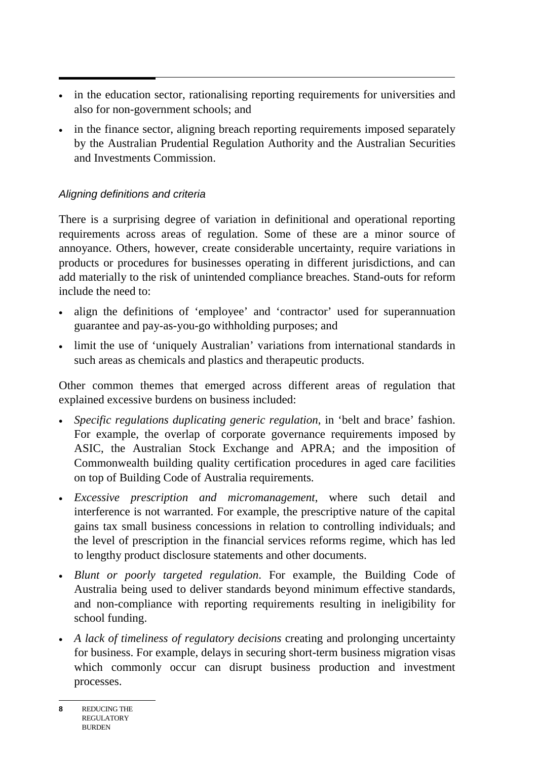- in the education sector, rationalising reporting requirements for universities and also for non-government schools; and
- in the finance sector, aligning breach reporting requirements imposed separately by the Australian Prudential Regulation Authority and the Australian Securities and Investments Commission.

### *Aligning definitions and criteria*

There is a surprising degree of variation in definitional and operational reporting requirements across areas of regulation. Some of these are a minor source of annoyance. Others, however, create considerable uncertainty, require variations in products or procedures for businesses operating in different jurisdictions, and can add materially to the risk of unintended compliance breaches. Stand-outs for reform include the need to:

- align the definitions of 'employee' and 'contractor' used for superannuation guarantee and pay-as-you-go withholding purposes; and
- limit the use of 'uniquely Australian' variations from international standards in such areas as chemicals and plastics and therapeutic products.

Other common themes that emerged across different areas of regulation that explained excessive burdens on business included:

- *Specific regulations duplicating generic regulation*, in 'belt and brace' fashion. For example, the overlap of corporate governance requirements imposed by ASIC, the Australian Stock Exchange and APRA; and the imposition of Commonwealth building quality certification procedures in aged care facilities on top of Building Code of Australia requirements.
- *Excessive prescription and micromanagement*, where such detail and interference is not warranted. For example, the prescriptive nature of the capital gains tax small business concessions in relation to controlling individuals; and the level of prescription in the financial services reforms regime, which has led to lengthy product disclosure statements and other documents.
- *Blunt or poorly targeted regulation*. For example, the Building Code of Australia being used to deliver standards beyond minimum effective standards, and non-compliance with reporting requirements resulting in ineligibility for school funding.
- *A lack of timeliness of regulatory decisions* creating and prolonging uncertainty for business. For example, delays in securing short-term business migration visas which commonly occur can disrupt business production and investment processes.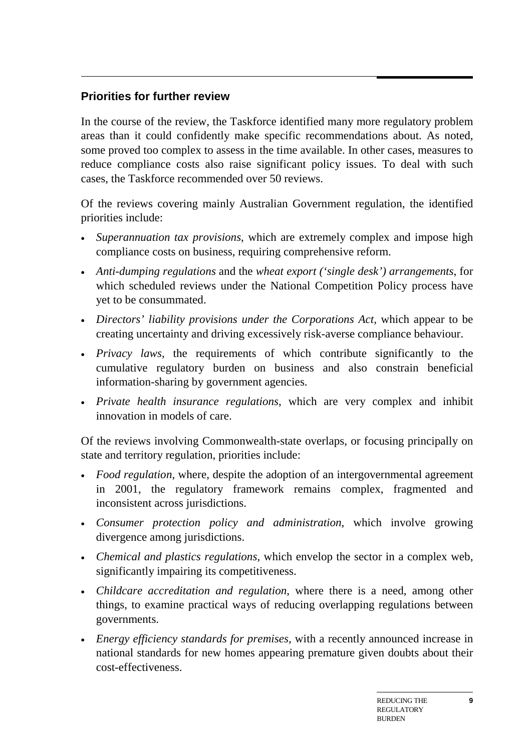## Priorities for further review

In the course of the review, the Taskforce identified many more regulatory problem areas than it could confidently make specific recommendations about. As noted, some proved too complex to assess in the time available. In other cases, measures to reduce compliance costs also raise significant policy issues. To deal with such cases, the Taskforce recommended over 50 reviews.

Of the reviews covering mainly Australian Government regulation, the identified priorities include:

- *Superannuation tax provisions*, which are extremely complex and impose high compliance costs on business, requiring comprehensive reform.
- *Anti-dumping regulations* and the *wheat export ('single desk') arrangements*, for which scheduled reviews under the National Competition Policy process have yet to be consummated.
- *Directors' liability provisions under the Corporations Act*, which appear to be creating uncertainty and driving excessively risk-averse compliance behaviour.
- *Privacy laws*, the requirements of which contribute significantly to the cumulative regulatory burden on business and also constrain beneficial information-sharing by government agencies.
- *Private health insurance regulations*, which are very complex and inhibit innovation in models of care.

Of the reviews involving Commonwealth-state overlaps, or focusing principally on state and territory regulation, priorities include:

- *Food regulation*, where, despite the adoption of an intergovernmental agreement in 2001, the regulatory framework remains complex, fragmented and inconsistent across jurisdictions.
- *Consumer protection policy and administration*, which involve growing divergence among jurisdictions.
- *Chemical and plastics regulations*, which envelop the sector in a complex web, significantly impairing its competitiveness.
- *Childcare accreditation and regulation*, where there is a need, among other things, to examine practical ways of reducing overlapping regulations between governments.
- *Energy efficiency standards for premises*, with a recently announced increase in national standards for new homes appearing premature given doubts about their cost-effectiveness.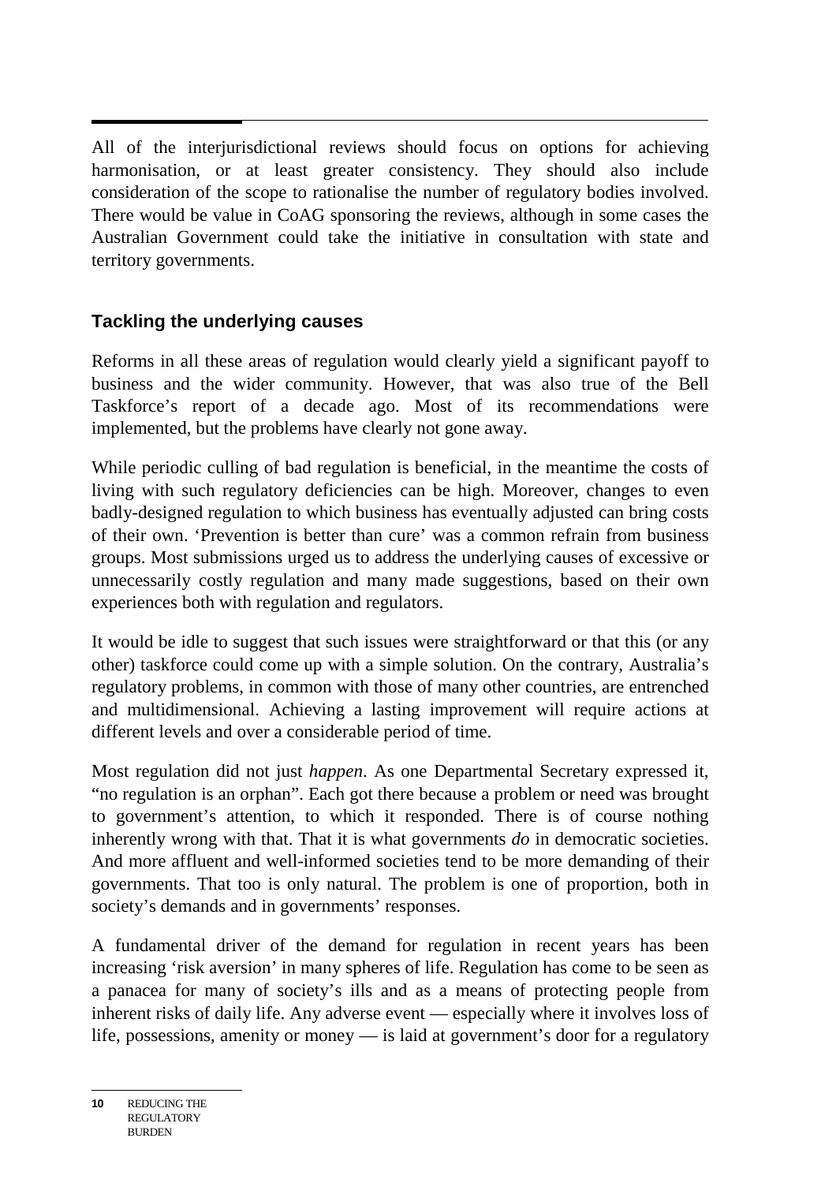All of the interjurisdictional reviews should focus on options for achieving harmonisation, or at least greater consistency. They should also include consideration of the scope to rationalise the number of regulatory bodies involved. There would be value in CoAG sponsoring the reviews, although in some cases the Australian Government could take the initiative in consultation with state and territory governments.

## Tackling the underlying causes

Reforms in all these areas of regulation would clearly yield a significant payoff to business and the wider community. However, that was also true of the Bell Taskforce's report of a decade ago. Most of its recommendations were implemented, but the problems have clearly not gone away.

While periodic culling of bad regulation is beneficial, in the meantime the costs of living with such regulatory deficiencies can be high. Moreover, changes to even badly-designed regulation to which business has eventually adjusted can bring costs of their own. 'Prevention is better than cure' was a common refrain from business groups. Most submissions urged us to address the underlying causes of excessive or unnecessarily costly regulation and many made suggestions, based on their own experiences both with regulation and regulators.

It would be idle to suggest that such issues were straightforward or that this (or any other) taskforce could come up with a simple solution. On the contrary, Australia's regulatory problems, in common with those of many other countries, are entrenched and multidimensional. Achieving a lasting improvement will require actions at different levels and over a considerable period of time.

Most regulation did not just *happen*. As one Departmental Secretary expressed it, "no regulation is an orphan". Each got there because a problem or need was brought to government's attention, to which it responded. There is of course nothing inherently wrong with that. That it is what governments *do* in democratic societies. And more affluent and well-informed societies tend to be more demanding of their governments. That too is only natural. The problem is one of proportion, both in society's demands and in governments' responses.

A fundamental driver of the demand for regulation in recent years has been increasing 'risk aversion' in many spheres of life. Regulation has come to be seen as a panacea for many of society's ills and as a means of protecting people from inherent risks of daily life. Any adverse event — especially where it involves loss of life, possessions, amenity or money — is laid at government's door for a regulatory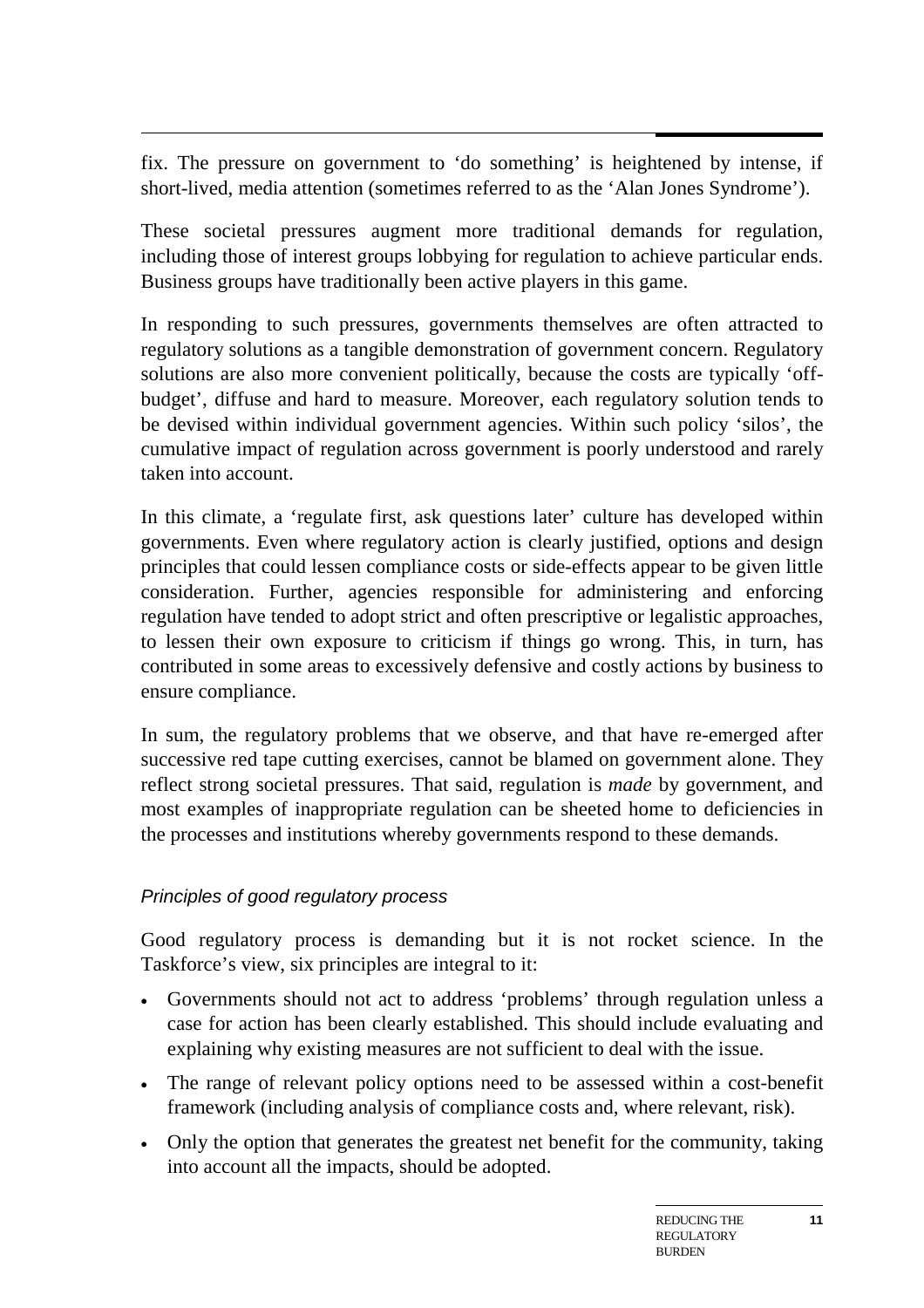fix. The pressure on government to 'do something' is heightened by intense, if short-lived, media attention (sometimes referred to as the 'Alan Jones Syndrome').

These societal pressures augment more traditional demands for regulation, including those of interest groups lobbying for regulation to achieve particular ends. Business groups have traditionally been active players in this game.

In responding to such pressures, governments themselves are often attracted to regulatory solutions as a tangible demonstration of government concern. Regulatory solutions are also more convenient politically, because the costs are typically 'off-budget', diffuse and hard to measure. Moreover, each regulatory solution tends to be devised within individual government agencies. Within such policy 'silos', the cumulative impact of regulation across government is poorly understood and rarely taken into account.

In this climate, a 'regulate first, ask questions later' culture has developed within governments. Even where regulatory action is clearly justified, options and design principles that could lessen compliance costs or side-effects appear to be given little consideration. Further, agencies responsible for administering and enforcing regulation have tended to adopt strict and often prescriptive or legalistic approaches, to lessen their own exposure to criticism if things go wrong. This, in turn, has contributed in some areas to excessively defensive and costly actions by business to ensure compliance.

In sum, the regulatory problems that we observe, and that have re-emerged after successive red tape cutting exercises, cannot be blamed on government alone. They reflect strong societal pressures. That said, regulation is *made* by government, and most examples of inappropriate regulation can be sheeted home to deficiencies in the processes and institutions whereby governments respond to these demands.

### *Principles of good regulatory process*

Good regulatory process is demanding but it is not rocket science. In the Taskforce's view, six principles are integral to it:

- Governments should not act to address 'problems' through regulation unless a case for action has been clearly established. This should include evaluating and explaining why existing measures are not sufficient to deal with the issue.
- The range of relevant policy options need to be assessed within a cost-benefit framework (including analysis of compliance costs and, where relevant, risk).
- Only the option that generates the greatest net benefit for the community, taking into account all the impacts, should be adopted.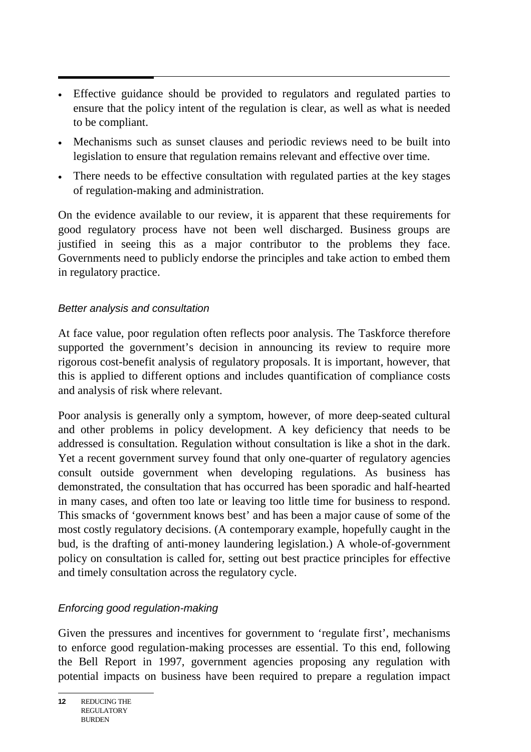- Effective guidance should be provided to regulators and regulated parties to ensure that the policy intent of the regulation is clear, as well as what is needed to be compliant.
- Mechanisms such as sunset clauses and periodic reviews need to be built into legislation to ensure that regulation remains relevant and effective over time.
- There needs to be effective consultation with regulated parties at the key stages of regulation-making and administration.

On the evidence available to our review, it is apparent that these requirements for good regulatory process have not been well discharged. Business groups are justified in seeing this as a major contributor to the problems they face. Governments need to publicly endorse the principles and take action to embed them in regulatory practice.

### *Better analysis and consultation*

At face value, poor regulation often reflects poor analysis. The Taskforce therefore supported the government's decision in announcing its review to require more rigorous cost-benefit analysis of regulatory proposals. It is important, however, that this is applied to different options and includes quantification of compliance costs and analysis of risk where relevant.

Poor analysis is generally only a symptom, however, of more deep-seated cultural and other problems in policy development. A key deficiency that needs to be addressed is consultation. Regulation without consultation is like a shot in the dark. Yet a recent government survey found that only one-quarter of regulatory agencies consult outside government when developing regulations. As business has demonstrated, the consultation that has occurred has been sporadic and half-hearted in many cases, and often too late or leaving too little time for business to respond. This smacks of 'government knows best' and has been a major cause of some of the most costly regulatory decisions. (A contemporary example, hopefully caught in the bud, is the drafting of anti-money laundering legislation.) A whole-of-government policy on consultation is called for, setting out best practice principles for effective and timely consultation across the regulatory cycle.

### *Enforcing good regulation-making*

Given the pressures and incentives for government to 'regulate first', mechanisms to enforce good regulation-making processes are essential. To this end, following the Bell Report in 1997, government agencies proposing any regulation with potential impacts on business have been required to prepare a regulation impact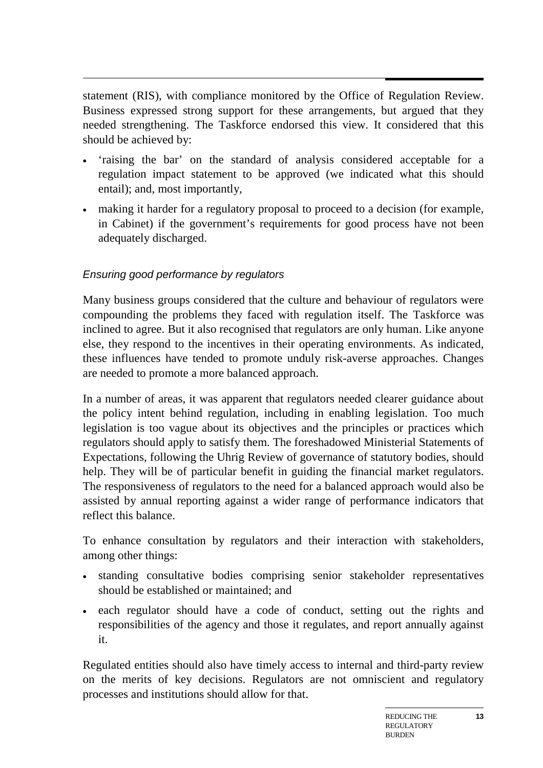statement (RIS), with compliance monitored by the Office of Regulation Review. Business expressed strong support for these arrangements, but argued that they needed strengthening. The Taskforce endorsed this view. It considered that this should be achieved by:

- 'raising the bar' on the standard of analysis considered acceptable for a regulation impact statement to be approved (we indicated what this should entail); and, most importantly,
- making it harder for a regulatory proposal to proceed to a decision (for example, in Cabinet) if the government's requirements for good process have not been adequately discharged.

### *Ensuring good performance by regulators*

Many business groups considered that the culture and behaviour of regulators were compounding the problems they faced with regulation itself. The Taskforce was inclined to agree. But it also recognised that regulators are only human. Like anyone else, they respond to the incentives in their operating environments. As indicated, these influences have tended to promote unduly risk-averse approaches. Changes are needed to promote a more balanced approach.

In a number of areas, it was apparent that regulators needed clearer guidance about the policy intent behind regulation, including in enabling legislation. Too much legislation is too vague about its objectives and the principles or practices which regulators should apply to satisfy them. The foreshadowed Ministerial Statements of Expectations, following the Uhrig Review of governance of statutory bodies, should help. They will be of particular benefit in guiding the financial market regulators. The responsiveness of regulators to the need for a balanced approach would also be assisted by annual reporting against a wider range of performance indicators that reflect this balance.

To enhance consultation by regulators and their interaction with stakeholders, among other things:

- standing consultative bodies comprising senior stakeholder representatives should be established or maintained; and
- each regulator should have a code of conduct, setting out the rights and responsibilities of the agency and those it regulates, and report annually against it.

Regulated entities should also have timely access to internal and third-party review on the merits of key decisions. Regulators are not omniscient and regulatory processes and institutions should allow for that.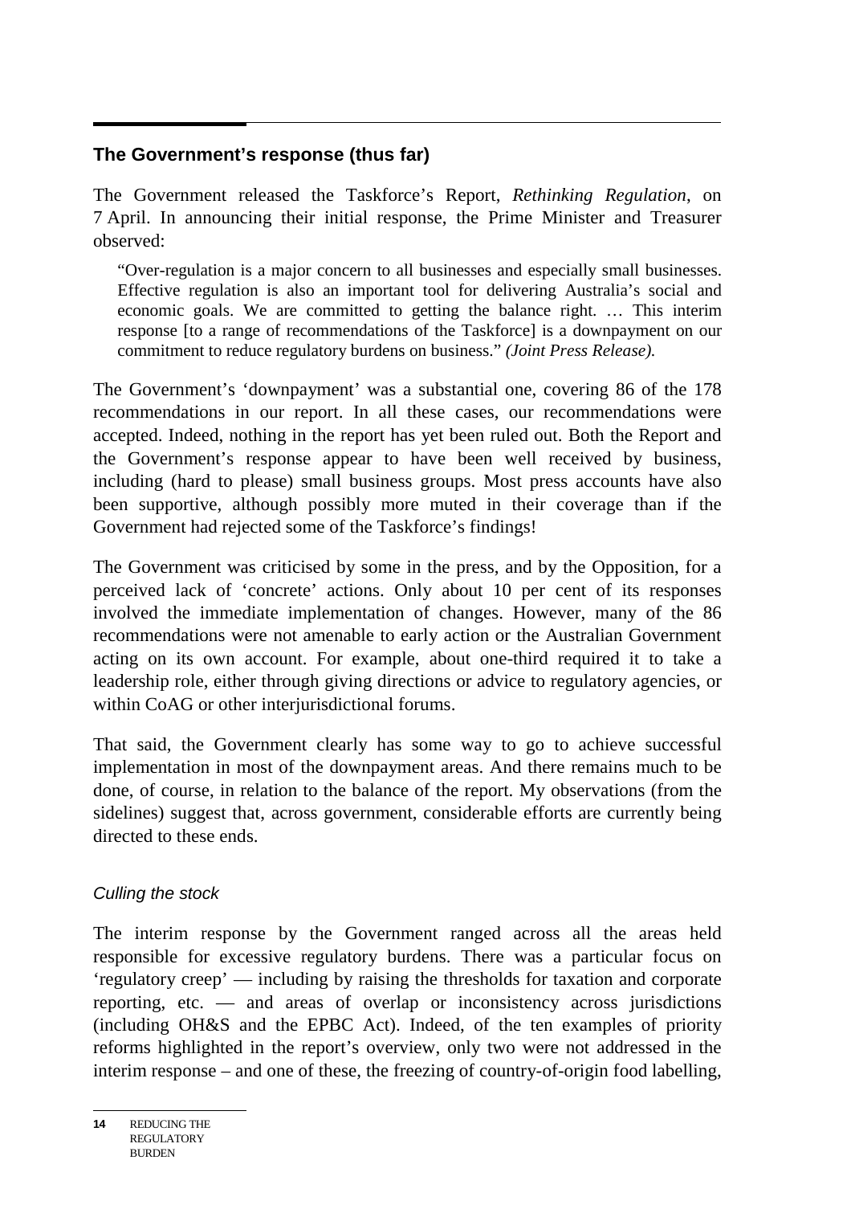## The Government's response (thus far)

The Government released the Taskforce's Report, *Rethinking Regulation*, on 7 April. In announcing their initial response, the Prime Minister and Treasurer observed:

> "Over-regulation is a major concern to all businesses and especially small businesses. Effective regulation is also an important tool for delivering Australia's social and economic goals. We are committed to getting the balance right. … This interim response [to a range of recommendations of the Taskforce] is a downpayment on our commitment to reduce regulatory burdens on business." *(Joint Press Release).*

The Government's 'downpayment' was a substantial one, covering 86 of the 178 recommendations in our report. In all these cases, our recommendations were accepted. Indeed, nothing in the report has yet been ruled out. Both the Report and the Government's response appear to have been well received by business, including (hard to please) small business groups. Most press accounts have also been supportive, although possibly more muted in their coverage than if the Government had rejected some of the Taskforce's findings!

The Government was criticised by some in the press, and by the Opposition, for a perceived lack of 'concrete' actions. Only about 10 per cent of its responses involved the immediate implementation of changes. However, many of the 86 recommendations were not amenable to early action or the Australian Government acting on its own account. For example, about one-third required it to take a leadership role, either through giving directions or advice to regulatory agencies, or within CoAG or other interjurisdictional forums.

That said, the Government clearly has some way to go to achieve successful implementation in most of the downpayment areas. And there remains much to be done, of course, in relation to the balance of the report. My observations (from the sidelines) suggest that, across government, considerable efforts are currently being directed to these ends.

### *Culling the stock*

The interim response by the Government ranged across all the areas held responsible for excessive regulatory burdens. There was a particular focus on 'regulatory creep' — including by raising the thresholds for taxation and corporate reporting, etc. — and areas of overlap or inconsistency across jurisdictions (including OH&S and the EPBC Act). Indeed, of the ten examples of priority reforms highlighted in the report's overview, only two were not addressed in the interim response – and one of these, the freezing of country-of-origin food labelling,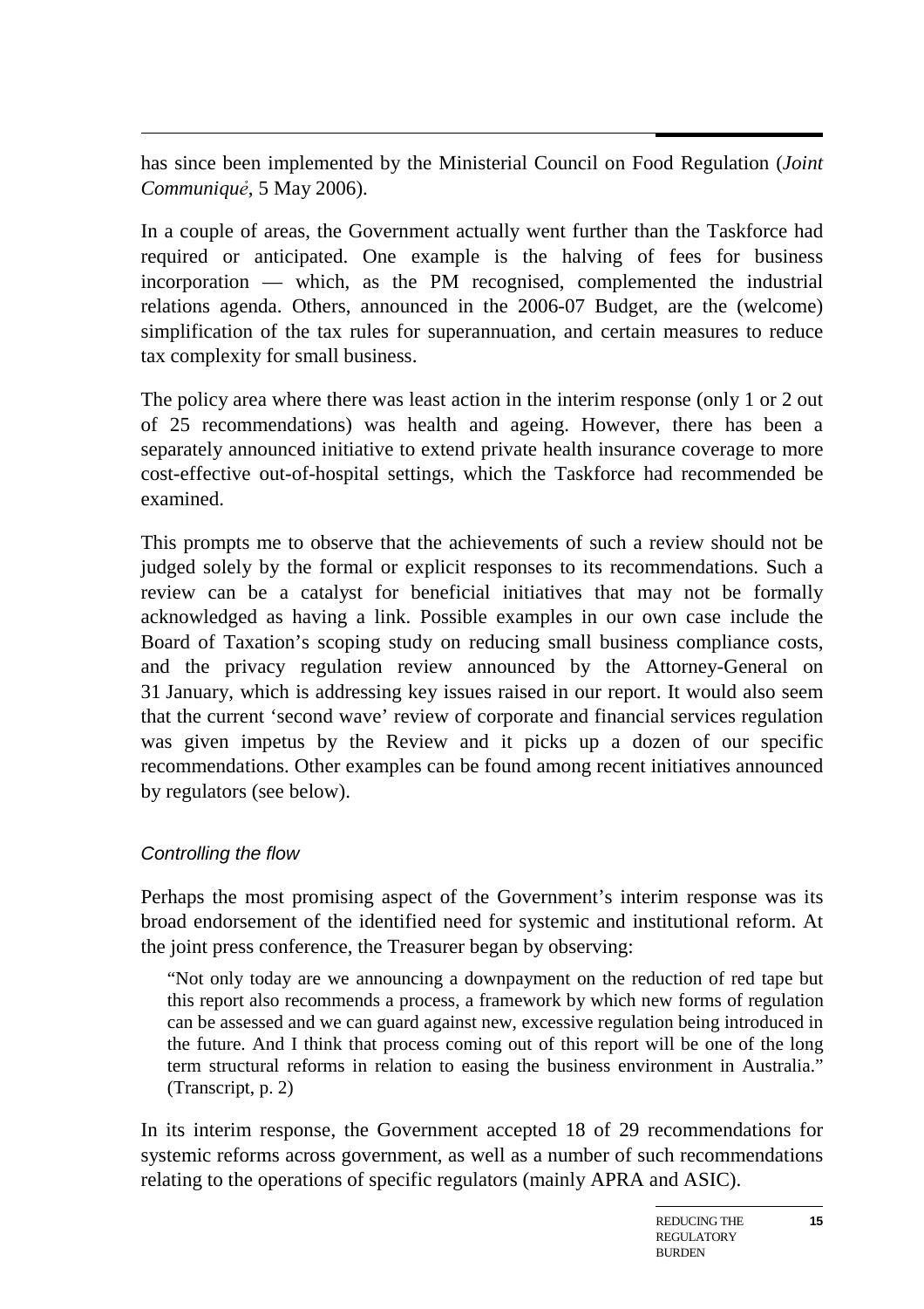has since been implemented by the Ministerial Council on Food Regulation (*Joint Communiqué*, 5 May 2006).

In a couple of areas, the Government actually went further than the Taskforce had required or anticipated. One example is the halving of fees for business incorporation — which, as the PM recognised, complemented the industrial relations agenda. Others, announced in the 2006-07 Budget, are the (welcome) simplification of the tax rules for superannuation, and certain measures to reduce tax complexity for small business.

The policy area where there was least action in the interim response (only 1 or 2 out of 25 recommendations) was health and ageing. However, there has been a separately announced initiative to extend private health insurance coverage to more cost-effective out-of-hospital settings, which the Taskforce had recommended be examined.

This prompts me to observe that the achievements of such a review should not be judged solely by the formal or explicit responses to its recommendations. Such a review can be a catalyst for beneficial initiatives that may not be formally acknowledged as having a link. Possible examples in our own case include the Board of Taxation's scoping study on reducing small business compliance costs, and the privacy regulation review announced by the Attorney-General on 31 January, which is addressing key issues raised in our report. It would also seem that the current 'second wave' review of corporate and financial services regulation was given impetus by the Review and it picks up a dozen of our specific recommendations. Other examples can be found among recent initiatives announced by regulators (see below).

### *Controlling the flow*

Perhaps the most promising aspect of the Government's interim response was its broad endorsement of the identified need for systemic and institutional reform. At the joint press conference, the Treasurer began by observing:

> "Not only today are we announcing a downpayment on the reduction of red tape but this report also recommends a process, a framework by which new forms of regulation can be assessed and we can guard against new, excessive regulation being introduced in the future. And I think that process coming out of this report will be one of the long term structural reforms in relation to easing the business environment in Australia." (Transcript, p. 2)

In its interim response, the Government accepted 18 of 29 recommendations for systemic reforms across government, as well as a number of such recommendations relating to the operations of specific regulators (mainly APRA and ASIC).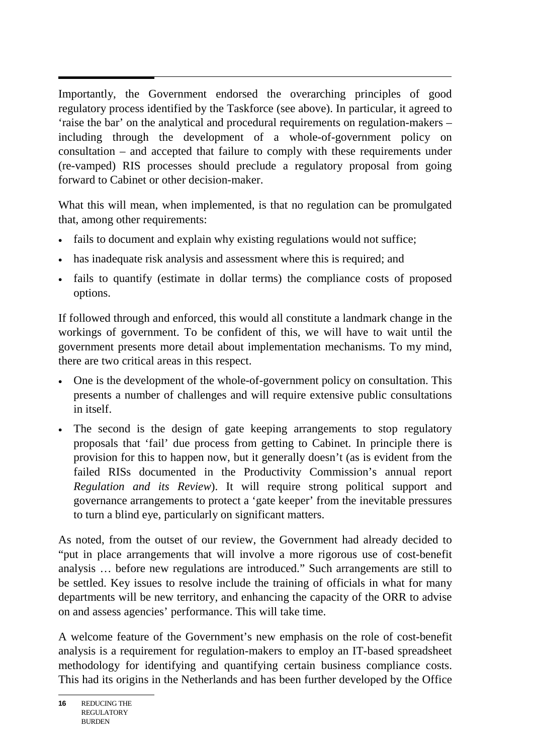Importantly, the Government endorsed the overarching principles of good regulatory process identified by the Taskforce (see above). In particular, it agreed to 'raise the bar' on the analytical and procedural requirements on regulation-makers – including through the development of a whole-of-government policy on consultation – and accepted that failure to comply with these requirements under (re-vamped) RIS processes should preclude a regulatory proposal from going forward to Cabinet or other decision-maker.

What this will mean, when implemented, is that no regulation can be promulgated that, among other requirements:

- fails to document and explain why existing regulations would not suffice;
- has inadequate risk analysis and assessment where this is required; and
- fails to quantify (estimate in dollar terms) the compliance costs of proposed options.

If followed through and enforced, this would all constitute a landmark change in the workings of government. To be confident of this, we will have to wait until the government presents more detail about implementation mechanisms. To my mind, there are two critical areas in this respect.

- One is the development of the whole-of-government policy on consultation. This presents a number of challenges and will require extensive public consultations in itself.
- The second is the design of gate keeping arrangements to stop regulatory proposals that 'fail' due process from getting to Cabinet. In principle there is provision for this to happen now, but it generally doesn't (as is evident from the failed RISs documented in the Productivity Commission's annual report *Regulation and its Review*). It will require strong political support and governance arrangements to protect a 'gate keeper' from the inevitable pressures to turn a blind eye, particularly on significant matters.

As noted, from the outset of our review, the Government had already decided to "put in place arrangements that will involve a more rigorous use of cost-benefit analysis … before new regulations are introduced." Such arrangements are still to be settled. Key issues to resolve include the training of officials in what for many departments will be new territory, and enhancing the capacity of the ORR to advise on and assess agencies' performance. This will take time.

A welcome feature of the Government's new emphasis on the role of cost-benefit analysis is a requirement for regulation-makers to employ an IT-based spreadsheet methodology for identifying and quantifying certain business compliance costs. This had its origins in the Netherlands and has been further developed by the Office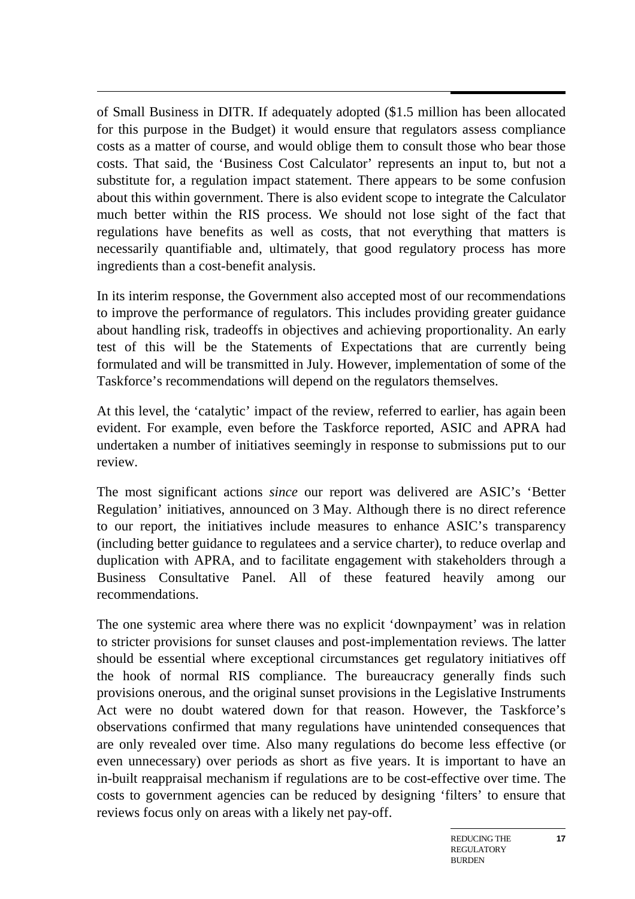of Small Business in DITR. If adequately adopted ($1.5 million has been allocated for this purpose in the Budget) it would ensure that regulators assess compliance costs as a matter of course, and would oblige them to consult those who bear those costs. That said, the 'Business Cost Calculator' represents an input to, but not a substitute for, a regulation impact statement. There appears to be some confusion about this within government. There is also evident scope to integrate the Calculator much better within the RIS process. We should not lose sight of the fact that regulations have benefits as well as costs, that not everything that matters is necessarily quantifiable and, ultimately, that good regulatory process has more ingredients than a cost-benefit analysis.

In its interim response, the Government also accepted most of our recommendations to improve the performance of regulators. This includes providing greater guidance about handling risk, tradeoffs in objectives and achieving proportionality. An early test of this will be the Statements of Expectations that are currently being formulated and will be transmitted in July. However, implementation of some of the Taskforce's recommendations will depend on the regulators themselves.

At this level, the 'catalytic' impact of the review, referred to earlier, has again been evident. For example, even before the Taskforce reported, ASIC and APRA had undertaken a number of initiatives seemingly in response to submissions put to our review.

The most significant actions *since* our report was delivered are ASIC's 'Better Regulation' initiatives, announced on 3 May. Although there is no direct reference to our report, the initiatives include measures to enhance ASIC's transparency (including better guidance to regulatees and a service charter), to reduce overlap and duplication with APRA, and to facilitate engagement with stakeholders through a Business Consultative Panel. All of these featured heavily among our recommendations.

The one systemic area where there was no explicit 'downpayment' was in relation to stricter provisions for sunset clauses and post-implementation reviews. The latter should be essential where exceptional circumstances get regulatory initiatives off the hook of normal RIS compliance. The bureaucracy generally finds such provisions onerous, and the original sunset provisions in the Legislative Instruments Act were no doubt watered down for that reason. However, the Taskforce's observations confirmed that many regulations have unintended consequences that are only revealed over time. Also many regulations do become less effective (or even unnecessary) over periods as short as five years. It is important to have an in-built reappraisal mechanism if regulations are to be cost-effective over time. The costs to government agencies can be reduced by designing 'filters' to ensure that reviews focus only on areas with a likely net pay-off.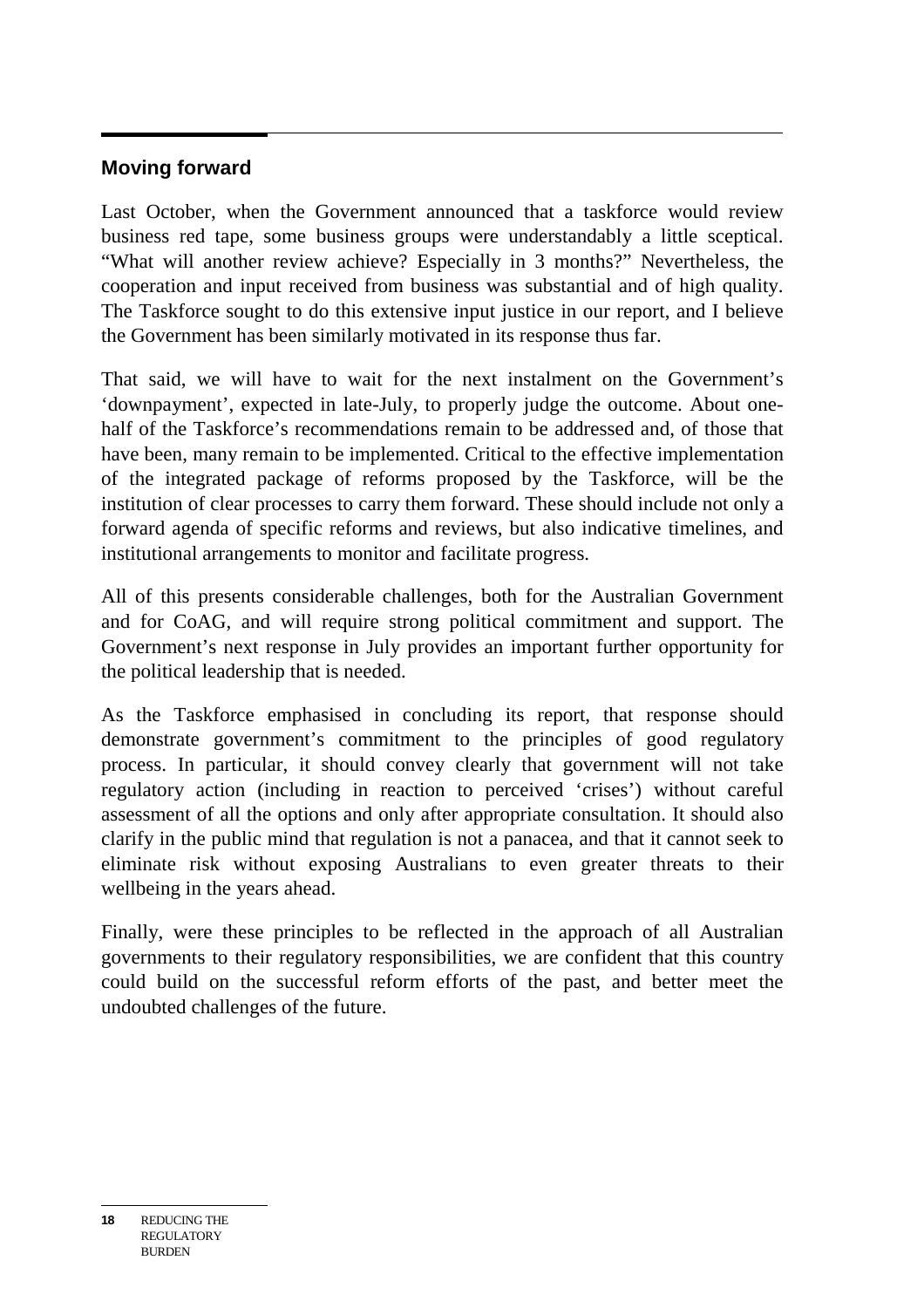## Moving forward

Last October, when the Government announced that a taskforce would review business red tape, some business groups were understandably a little sceptical. "What will another review achieve? Especially in 3 months?" Nevertheless, the cooperation and input received from business was substantial and of high quality. The Taskforce sought to do this extensive input justice in our report, and I believe the Government has been similarly motivated in its response thus far.

That said, we will have to wait for the next instalment on the Government's 'downpayment', expected in late-July, to properly judge the outcome. About one-half of the Taskforce's recommendations remain to be addressed and, of those that have been, many remain to be implemented. Critical to the effective implementation of the integrated package of reforms proposed by the Taskforce, will be the institution of clear processes to carry them forward. These should include not only a forward agenda of specific reforms and reviews, but also indicative timelines, and institutional arrangements to monitor and facilitate progress.

All of this presents considerable challenges, both for the Australian Government and for CoAG, and will require strong political commitment and support. The Government's next response in July provides an important further opportunity for the political leadership that is needed.

As the Taskforce emphasised in concluding its report, that response should demonstrate government's commitment to the principles of good regulatory process. In particular, it should convey clearly that government will not take regulatory action (including in reaction to perceived 'crises') without careful assessment of all the options and only after appropriate consultation. It should also clarify in the public mind that regulation is not a panacea, and that it cannot seek to eliminate risk without exposing Australians to even greater threats to their wellbeing in the years ahead.

Finally, were these principles to be reflected in the approach of all Australian governments to their regulatory responsibilities, we are confident that this country could build on the successful reform efforts of the past, and better meet the undoubted challenges of the future.